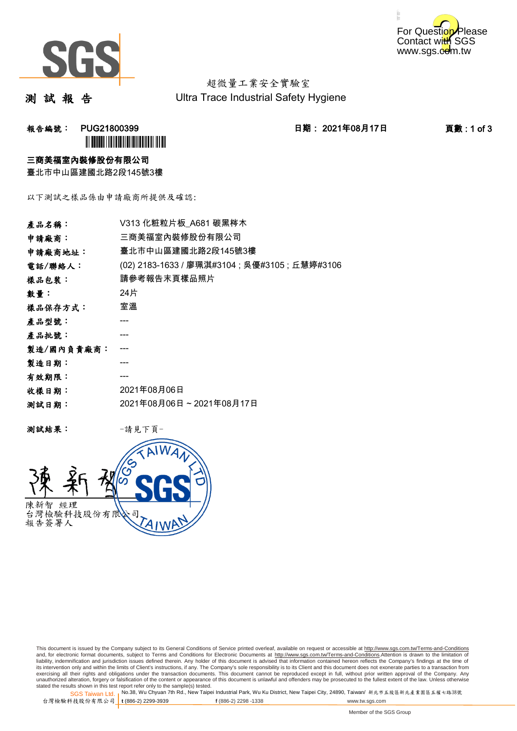SGS

For Question Please Contact with SGS www.sgs.com.tw

超微量工業安全實驗室

Ultra Trace Industrial Safety Hygiene

# 測 試 報 告

**報告編號：** **PUG21800399** **日期： 2021年08月17日**

**三商美福室內裝修股份有限公司**

臺北市中山區建國北路2段145號3樓

以下測試之樣品係由申請廠商所提供及確認:

| | |
|---|---|
| **產品名稱：** | V313 化粧粒片板_A681 碳黑梣木 |
| **申請廠商：** | 三商美福室內裝修股份有限公司 |
| **申請廠商地址：** | 臺北市中山區建國北路2段145號3樓 |
| **電話/聯絡人：** | (02) 2183-1633 / 廖珮淇#3104 ; 吳優#3105 ; 丘慧婷#3106 |
| **樣品包裝：** | 請參考報告末頁樣品照片 |
| **數量：** | 24片 |
| **樣品保存方式：** | 室溫 |
| **產品型號：** | --- |
| **產品批號：** | --- |
| **製造/國內負責廠商：** | --- |
| **製造日期：** | --- |
| **有效期限：** | --- |
| **收樣日期：** | 2021年08月06日 |
| **測試日期：** | 2021年08月06日 ~ 2021年08月17日 |

**測試結果：** -請見下頁-

陳新智 經理
台灣檢驗科技股份有限公司
報告簽署人

This document is issued by the Company subject to its General Conditions of Service printed overleaf, available on request or accessible at http://www.sgs.com.tw/Terms-and-Conditions and, for electronic format documents, subject to Terms and Conditions for Electronic Documents at http://www.sgs.com.tw/Terms-and-Conditions.Attention is drawn to the limitation of liability, indemnification and jurisdiction issues defined therein. Any holder of this document is advised that information contained hereon reflects the Company's findings at the time of its intervention only and within the limits of Client's instructions, if any. The Company's sole responsibility is to its Client and this document does not exonerate parties to a transaction from exercising all their rights and obligations under the transaction documents. This document cannot be reproduced except in full, without prior written approval of the Company. Any unauthorized alteration, forgery or falsification of the content or appearance of this document is unlawful and offenders may be prosecuted to the fullest extent of the law. Unless otherwise stated the results shown in this test report refer only to the sample(s) tested.

SGS Taiwan Ltd. 台灣檢驗科技股份有限公司 | No.38, Wu Chyuan 7th Rd., New Taipei Industrial Park, Wu Ku District, New Taipei City, 24890, Taiwan/ 新北市五股區新北產業園區五權七路38號 | t (886-2) 2299-3939 f (886-2) 2298 -1338 www.tw.sgs.com

Member of the SGS Group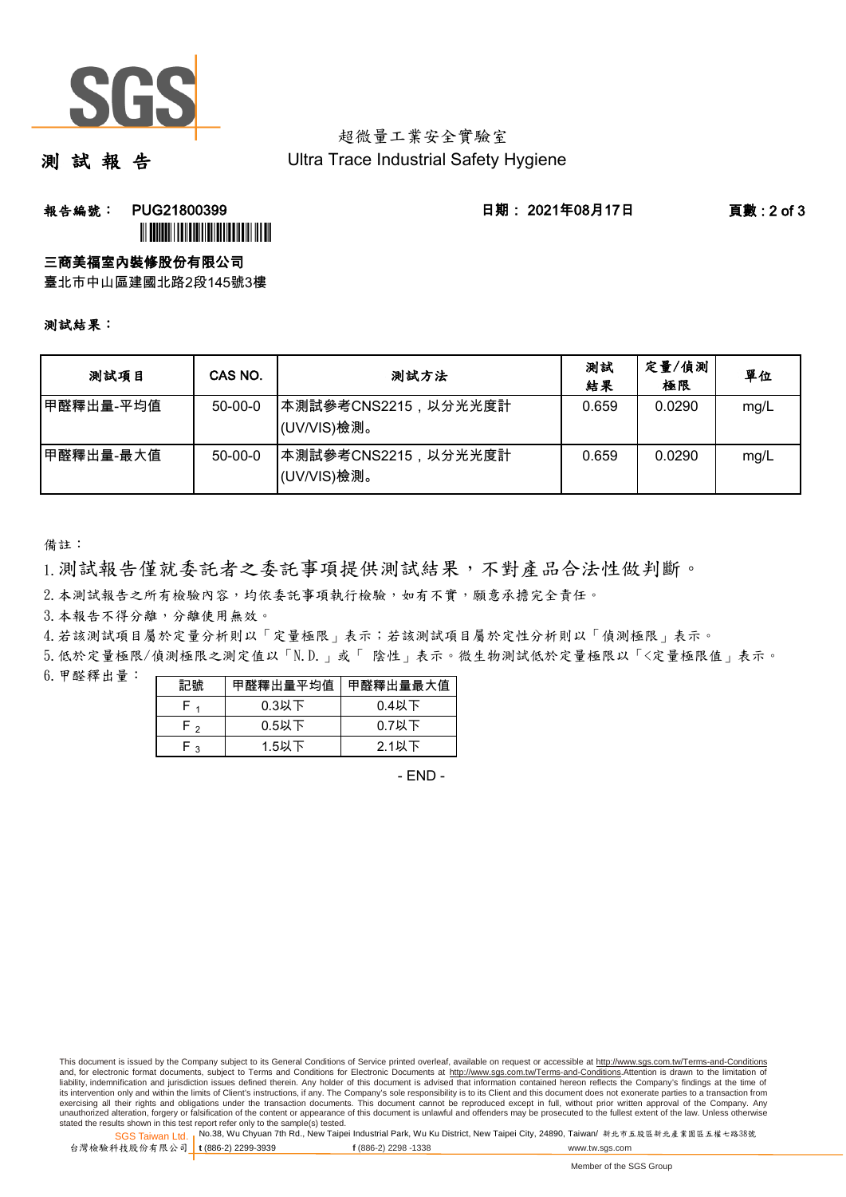超微量工業安全實驗室
測 試 報 告
Ultra Trace Industrial Safety Hygiene

報告編號： PUG21800399　　日期： 2021年08月17日

**三商美福室內裝修股份有限公司**
臺北市中山區建國北路2段145號3樓

**測試結果：**

| 測試項目 | CAS NO. | 測試方法 | 測試結果 | 定量/偵測極限 | 單位 |
|---|---|---|---|---|---|
| 甲醛釋出量-平均值 | 50-00-0 | 本測試參考CNS2215，以分光光度計(UV/VIS)檢測。 | 0.659 | 0.0290 | mg/L |
| 甲醛釋出量-最大值 | 50-00-0 | 本測試參考CNS2215，以分光光度計(UV/VIS)檢測。 | 0.659 | 0.0290 | mg/L |

備註：

1. 測試報告僅就委託者之委託事項提供測試結果，不對產品合法性做判斷。
2. 本測試報告之所有檢驗內容，均依委託事項執行檢驗，如有不實，願意承擔完全責任。
3. 本報告不得分離，分離使用無效。
4. 若該測試項目屬於定量分析則以「定量極限」表示；若該測試項目屬於定性分析則以「偵測極限」表示。
5. 低於定量極限/偵測極限之測定值以「N.D.」或「 陰性」表示。微生物測試低於定量極限以「<定量極限值」表示。
6. 甲醛釋出量：

| 記號 | 甲醛釋出量平均值 | 甲醛釋出量最大值 |
|---|---|---|
| $F_1$ | 0.3以下 | 0.4以下 |
| $F_2$ | 0.5以下 | 0.7以下 |
| $F_3$ | 1.5以下 | 2.1以下 |

- END -

This document is issued by the Company subject to its General Conditions of Service printed overleaf, available on request or accessible at http://www.sgs.com.tw/Terms-and-Conditions and, for electronic format documents, subject to Terms and Conditions for Electronic Documents at http://www.sgs.com.tw/Terms-and-Conditions.Attention is drawn to the limitation of liability, indemnification and jurisdiction issues defined therein. Any holder of this document is advised that information contained hereon reflects the Company's findings at the time of its intervention only and within the limits of Client's instructions, if any. The Company's sole responsibility is to its Client and this document does not exonerate parties to a transaction from exercising all their rights and obligations under the transaction documents. This document cannot be reproduced except in full, without prior written approval of the Company. Any unauthorized alteration, forgery or falsification of the content or appearance of this document is unlawful and offenders may be prosecuted to the fullest extent of the law. Unless otherwise stated the results shown in this test report refer only to the sample(s) tested.

SGS Taiwan Ltd. 台灣檢驗科技股份有限公司 | No.38, Wu Chyuan 7th Rd., New Taipei Industrial Park, Wu Ku District, New Taipei City, 24890, Taiwan/ 新北市五股區新北產業園區五權七路38號 | t (886-2) 2299-3939 | f (886-2) 2298 -1338 | www.tw.sgs.com

Member of the SGS Group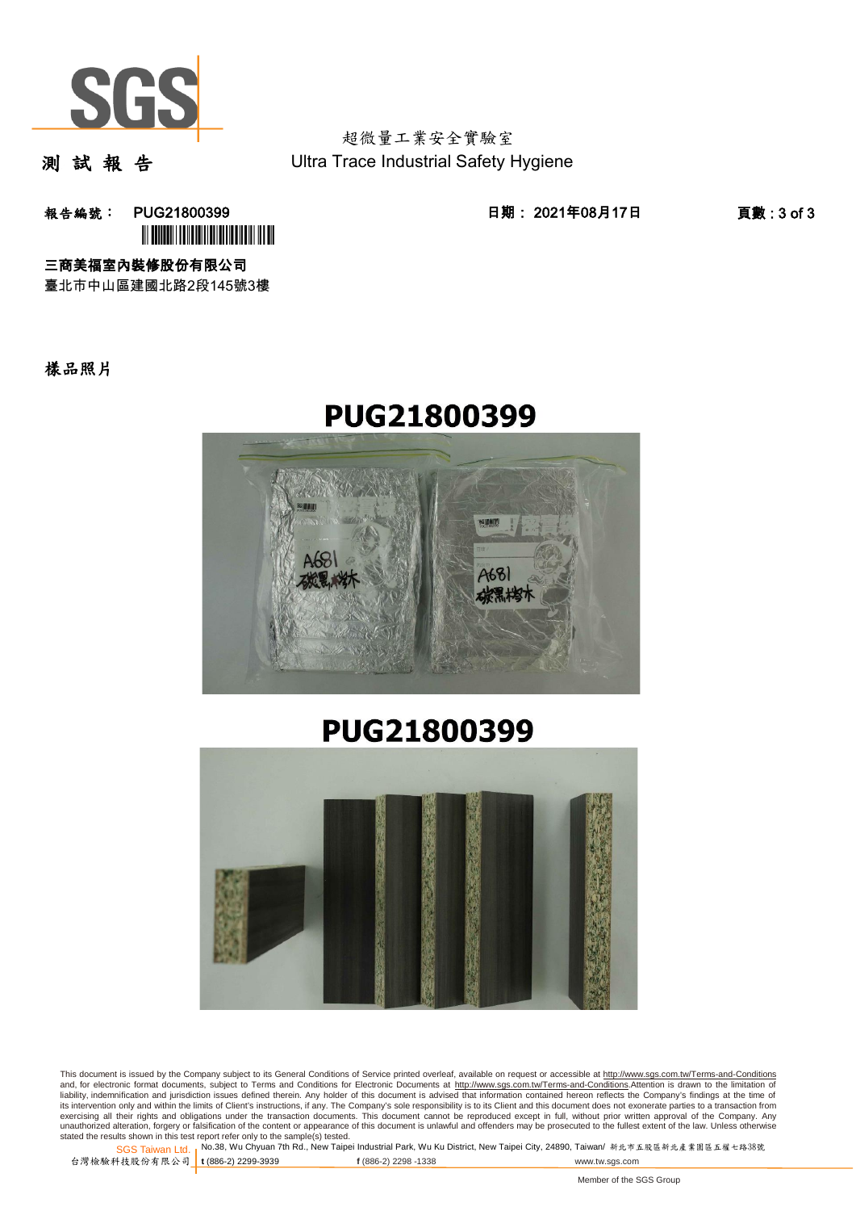# 測 試 報 告

超微量工業安全實驗室
Ultra Trace Industrial Safety Hygiene

**報告編號：** PUG21800399 **日期：** 2021年08月17日

**三商美福室內裝修股份有限公司**
臺北市中山區建國北路2段145號3樓

## 樣品照片

**PUG21800399**

**PUG21800399**

This document is issued by the Company subject to its General Conditions of Service printed overleaf, available on request or accessible at http://www.sgs.com.tw/Terms-and-Conditions and, for electronic format documents, subject to Terms and Conditions for Electronic Documents at http://www.sgs.com.tw/Terms-and-Conditions.Attention is drawn to the limitation of liability, indemnification and jurisdiction issues defined therein. Any holder of this document is advised that information contained hereon reflects the Company's findings at the time of its intervention only and within the limits of Client's instructions, if any. The Company's sole responsibility is to its Client and this document does not exonerate parties to a transaction from exercising all their rights and obligations under the transaction documents. This document cannot be reproduced except in full, without prior written approval of the Company. Any unauthorized alteration, forgery or falsification of the content or appearance of this document is unlawful and offenders may be prosecuted to the fullest extent of the law. Unless otherwise stated the results shown in this test report refer only to the sample(s) tested.

SGS Taiwan Ltd. 台灣檢驗科技股份有限公司 | No.38, Wu Chyuan 7th Rd., New Taipei Industrial Park, Wu Ku District, New Taipei City, 24890, Taiwan/ 新北市五股區新北產業園區五權七路38號 | t (886-2) 2299-3939 | f (886-2) 2298 -1338 | www.tw.sgs.com

Member of the SGS Group